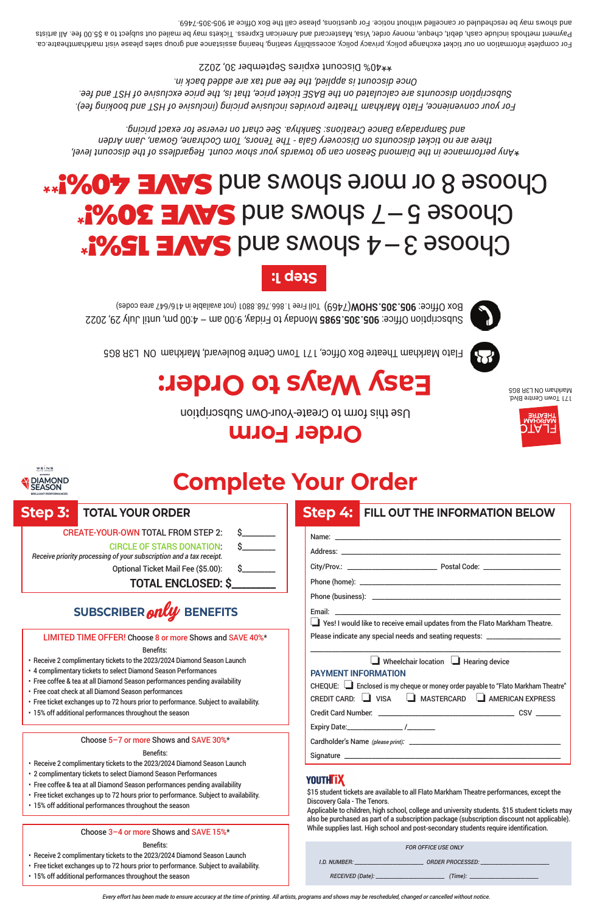# Order Form

Use this form to Create-Your-Own Subscription

FLATO MARKHAM THEATRE
171 Town Centre Blvd.
Markham ON L3R 8G5

## Easy Ways to Order:

Flato Markham Theatre Box Office, 171 Town Centre Boulevard, Markham ON L3R 8G5

Subscription Office: **905.305.5985** Monday to Friday, 9:00 am – 4:00 pm, until July 29, 2022

Box Office: **905.305.SHOW**(7469) Toll Free 1.866.768.8801 (not available in 416/647 area codes)

## Step 1:

Choose 3 – 4 shows and **SAVE 15%!***

Choose 5 – 7 shows and **SAVE 30%!***

Choose 8 or more shows and **SAVE 40%!****

*Any performance in the Diamond Season can go towards your show count. Regardless of the discount level, there are no ticket discounts on Discovery Gala - The Tenors, Tom Cochrane, Gowan, Jann Arden and Sampradaya Dance Creations: Sankhya. See chart on reverse for exact pricing.

*For your convenience, Flato Markham Theatre provide inclusive pricing (inclusive of HST and booking fee). Subscription discounts are calculated on the BASE ticket price, that is, the price exclusive of HST and fee. Once discount is applied, the fee and tax are added back in.*

**40% Discount expires September 30, 2022

For complete information on our ticket exchange policy, privacy policy, accessibility seating, hearing assistance and group sales please visit markhamtheatre.ca. Payment methods include cash, debit, cheque, money order, Visa, Mastercard and American Express. Tickets may be mailed out subject to a $5.00 fee. All artists and shows may be rescheduled or cancelled without notice. For questions, please call the Box Office at 905-305-7469.

# Complete Your Order

WEINS AUTO GROUP presents DIAMOND SEASON BRILLIANT PERFORMANCES

## Step 3: TOTAL YOUR ORDER

CREATE-YOUR-OWN TOTAL FROM STEP 2: $________

CIRCLE OF STARS DONATION: $________

*Receive priority processing of your subscription and a tax receipt.*

Optional Ticket Mail Fee ($5.00): $________

**TOTAL ENCLOSED: $________**

## SUBSCRIBER *only* BENEFITS

LIMITED TIME OFFER! Choose 8 or more Shows and SAVE 40%*

Benefits:

- Receive 2 complimentary tickets to the 2023/2024 Diamond Season Launch
- 4 complimentary tickets to select Diamond Season Performances
- Free coffee & tea at all Diamond Season performances pending availability
- Free coat check at all Diamond Season performances
- Free ticket exchanges up to 72 hours prior to performance. Subject to availability.
- 15% off additional performances throughout the season

Choose 5–7 or more Shows and SAVE 30%*

Benefits:

- Receive 2 complimentary tickets to the 2023/2024 Diamond Season Launch
- 2 complimentary tickets to select Diamond Season Performances
- Free coffee & tea at all Diamond Season performances pending availability
- Free ticket exchanges up to 72 hours prior to performance. Subject to availability.
- 15% off additional performances throughout the season

Choose 3–4 or more Shows and SAVE 15%*

Benefits:

- Receive 2 complimentary tickets to the 2023/2024 Diamond Season Launch
- Free ticket exchanges up to 72 hours prior to performance. Subject to availability.
- 15% off additional performances throughout the season

## Step 4: FILL OUT THE INFORMATION BELOW

Name: ______________________

Address: ______________________

City/Prov.: ______________ Postal Code: ______________

Phone (home): ______________________

Phone (business): ______________________

Email: ______________________

☐ Yes! I would like to receive email updates from the Flato Markham Theatre.

Please indicate any special needs and seating requests: ______________________

______________________

☐ Wheelchair location ☐ Hearing device

### PAYMENT INFORMATION

CHEQUE: ☐ Enclosed is my cheque or money order payable to "Flato Markham Theatre"

CREDIT CARD: ☐ VISA ☐ MASTERCARD ☐ AMERICAN EXPRESS

Credit Card Number: ______________________ CSV ______

Expiry Date: ____________ / ________

Cardholder's Name *(please print)*: ______________________

Signature ______________________

### YOUTHTIX

$15 student tickets are available to all Flato Markham Theatre performances, except the Discovery Gala - The Tenors.
Applicable to children, high school, college and university students. $15 student tickets may also be purchased as part of a subscription package (subscription discount not applicable). While supplies last. High school and post-secondary students require identification.

*FOR OFFICE USE ONLY*

*I.D. NUMBER:* ____________ *ORDER PROCESSED:* ____________

*RECEIVED (Date):* ____________ *(Time):* ____________

*Every effort has been made to ensure accuracy at the time of printing. All artists, programs and shows may be rescheduled, changed or cancelled without notice.*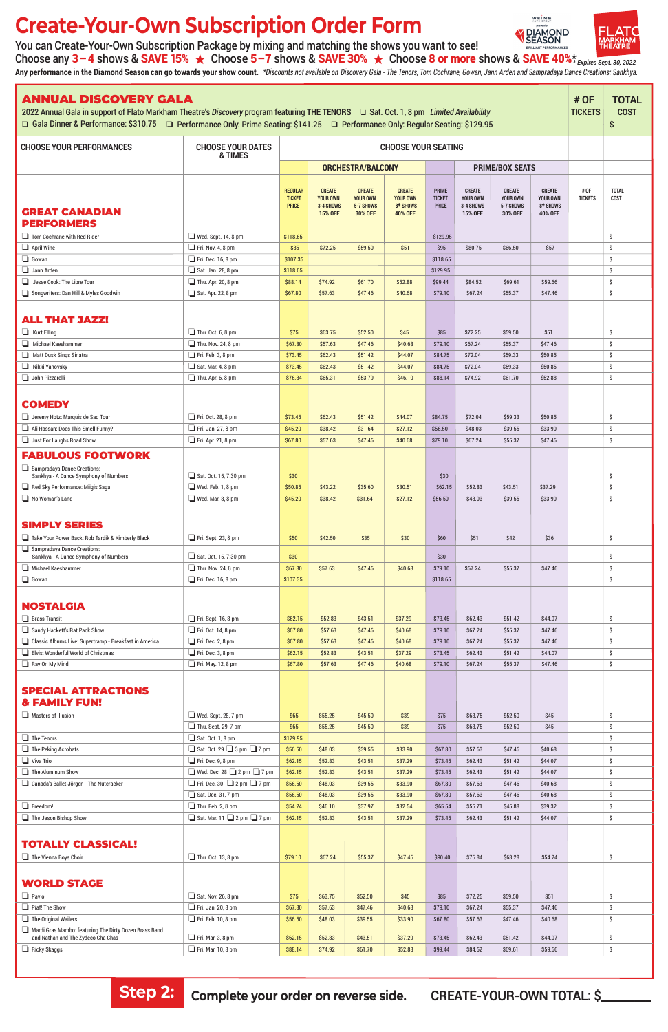# Create-Your-Own Subscription Order Form

You can Create-Your-Own Subscription Package by mixing and matching the shows you want to see!

Choose any **3–4** shows & **SAVE 15%** ★ Choose **5–7** shows & **SAVE 30%** ★ Choose **8 or more** shows & **SAVE 40%*** *Expires Sept. 30, 2022*

**Any performance in the Diamond Season can go towards your show count.** *\*Discounts not available on Discovery Gala - The Tenors, Tom Cochrane, Gowan, Jann Arden and Sampradaya Dance Creations: Sankhya.*

WEINS AUTO GROUP presents DIAMOND SEASON BRILLIANT PERFORMANCES

FLATO MARKHAM THEATRE

## ANNUAL DISCOVERY GALA

2022 Annual Gala in support of Flato Markham Theatre's *Discovery* program featuring THE TENORS ❑ Sat. Oct. 1, 8 pm *Limited Availability*

❑ Gala Dinner & Performance: $310.75 ❑ Performance Only: Prime Seating: $141.25 ❑ Performance Only: Regular Seating: $129.95

# OF TICKETS | TOTAL COST $

| CHOOSE YOUR PERFORMANCES | CHOOSE YOUR DATES & TIMES | ORCHESTRA/BALCONY: REGULAR TICKET PRICE | CREATE YOUR OWN 3-4 SHOWS 15% OFF | CREATE YOUR OWN 5-7 SHOWS 30% OFF | CREATE YOUR OWN 8+ SHOWS 40% OFF | PRIME/BOX SEATS: PRIME TICKET PRICE | CREATE YOUR OWN 3-4 SHOWS 15% OFF | CREATE YOUR OWN 5-7 SHOWS 30% OFF | CREATE YOUR OWN 8+ SHOWS 40% OFF | # OF TICKETS | TOTAL COST |
|---|---|---|---|---|---|---|---|---|---|---|---|
| **GREAT CANADIAN PERFORMERS** | | | | | | | | | | | |
| ❑ Tom Cochrane with Red Rider | ❑ Wed. Sept. 14, 8 pm | $118.65 | | | | $129.95 | | | | | $ |
| ❑ April Wine | ❑ Fri. Nov. 4, 8 pm | $85 | $72.25 | $59.50 | $51 | $95 | $80.75 | $66.50 | $57 | | $ |
| ❑ Gowan | ❑ Fri. Dec. 16, 8 pm | $107.35 | | | | $118.65 | | | | | $ |
| ❑ Jann Arden | ❑ Sat. Jan. 28, 8 pm | $118.65 | | | | $129.95 | | | | | $ |
| ❑ Jesse Cook: The Libre Tour | ❑ Thu. Apr. 20, 8 pm | $88.14 | $74.92 | $61.70 | $52.88 | $99.44 | $84.52 | $69.61 | $59.66 | | $ |
| ❑ Songwriters: Dan Hill & Myles Goodwin | ❑ Sat. Apr. 22, 8 pm | $67.80 | $57.63 | $47.46 | $40.68 | $79.10 | $67.24 | $55.37 | $47.46 | | $ |
| **ALL THAT JAZZ!** | | | | | | | | | | | |
| ❑ Kurt Elling | ❑ Thu. Oct. 6, 8 pm | $75 | $63.75 | $52.50 | $45 | $85 | $72.25 | $59.50 | $51 | | $ |
| ❑ Michael Kaeshammer | ❑ Thu. Nov. 24, 8 pm | $67.80 | $57.63 | $47.46 | $40.68 | $79.10 | $67.24 | $55.37 | $47.46 | | $ |
| ❑ Matt Dusk Sings Sinatra | ❑ Fri. Feb. 3, 8 pm | $73.45 | $62.43 | $51.42 | $44.07 | $84.75 | $72.04 | $59.33 | $50.85 | | $ |
| ❑ Nikki Yanovsky | ❑ Sat. Mar. 4, 8 pm | $73.45 | $62.43 | $51.42 | $44.07 | $84.75 | $72.04 | $59.33 | $50.85 | | $ |
| ❑ John Pizzarelli | ❑ Thu. Apr. 6, 8 pm | $76.84 | $65.31 | $53.79 | $46.10 | $88.14 | $74.92 | $61.70 | $52.88 | | $ |
| **COMEDY** | | | | | | | | | | | |
| ❑ Jeremy Hotz: Marquis de Sad Tour | ❑ Fri. Oct. 28, 8 pm | $73.45 | $62.43 | $51.42 | $44.07 | $84.75 | $72.04 | $59.33 | $50.85 | | $ |
| ❑ Ali Hassan: Does This Smell Funny? | ❑ Fri. Jan. 27, 8 pm | $45.20 | $38.42 | $31.64 | $27.12 | $56.50 | $48.03 | $39.55 | $33.90 | | $ |
| ❑ Just For Laughs Road Show | ❑ Fri. Apr. 21, 8 pm | $67.80 | $57.63 | $47.46 | $40.68 | $79.10 | $67.24 | $55.37 | $47.46 | | $ |
| **FABULOUS FOOTWORK** | | | | | | | | | | | |
| ❑ Sampradaya Dance Creations: Sankhya - A Dance Symphony of Numbers | ❑ Sat. Oct. 15, 7:30 pm | $30 | | | | $30 | | | | | $ |
| ❑ Red Sky Performance: Miigis Saga | ❑ Wed. Feb. 1, 8 pm | $50.85 | $43.22 | $35.60 | $30.51 | $62.15 | $52.83 | $43.51 | $37.29 | | $ |
| ❑ No Woman's Land | ❑ Wed. Mar. 8, 8 pm | $45.20 | $38.42 | $31.64 | $27.12 | $56.50 | $48.03 | $39.55 | $33.90 | | $ |
| **SIMPLY SERIES** | | | | | | | | | | | |
| ❑ Take Your Power Back: Rob Tardik & Kimberly Black | ❑ Fri. Sept. 23, 8 pm | $50 | $42.50 | $35 | $30 | $60 | $51 | $42 | $36 | | $ |
| ❑ Sampradaya Dance Creations: Sankhya - A Dance Symphony of Numbers | ❑ Sat. Oct. 15, 7:30 pm | $30 | | | | $30 | | | | | $ |
| ❑ Michael Kaeshammer | ❑ Thu. Nov. 24, 8 pm | $67.80 | $57.63 | $47.46 | $40.68 | $79.10 | $67.24 | $55.37 | $47.46 | | $ |
| ❑ Gowan | ❑ Fri. Dec. 16, 8 pm | $107.35 | | | | $118.65 | | | | | $ |
| **NOSTALGIA** | | | | | | | | | | | |
| ❑ Brass Transit | ❑ Fri. Sept. 16, 8 pm | $62.15 | $52.83 | $43.51 | $37.29 | $73.45 | $62.43 | $51.42 | $44.07 | | $ |
| ❑ Sandy Hackett's Rat Pack Show | ❑ Fri. Oct. 14, 8 pm | $67.80 | $57.63 | $47.46 | $40.68 | $79.10 | $67.24 | $55.37 | $47.46 | | $ |
| ❑ Classic Albums Live: Supertramp - Breakfast in America | ❑ Fri. Dec. 2, 8 pm | $67.80 | $57.63 | $47.46 | $40.68 | $79.10 | $67.24 | $55.37 | $47.46 | | $ |
| ❑ Elvis: Wonderful World of Christmas | ❑ Fri. Dec. 3, 8 pm | $62.15 | $52.83 | $43.51 | $37.29 | $73.45 | $62.43 | $51.42 | $44.07 | | $ |
| ❑ Ray On My Mind | ❑ Fri. May. 12, 8 pm | $67.80 | $57.63 | $47.46 | $40.68 | $79.10 | $67.24 | $55.37 | $47.46 | | $ |
| **SPECIAL ATTRACTIONS & FAMILY FUN!** | | | | | | | | | | | |
| ❑ Masters of Illusion | ❑ Wed. Sept. 28, 7 pm | $65 | $55.25 | $45.50 | $39 | $75 | $63.75 | $52.50 | $45 | | $ |
| | ❑ Thu. Sept. 29, 7 pm | $65 | $55.25 | $45.50 | $39 | $75 | $63.75 | $52.50 | $45 | | $ |
| ❑ The Tenors | ❑ Sat. Oct. 1, 8 pm | $129.95 | | | | | | | | | $ |
| ❑ The Peking Acrobats | ❑ Sat. Oct. 29 ❑ 3 pm ❑ 7 pm | $56.50 | $48.03 | $39.55 | $33.90 | $67.80 | $57.63 | $47.46 | $40.68 | | $ |
| ❑ Viva Trio | ❑ Fri. Dec. 9, 8 pm | $62.15 | $52.83 | $43.51 | $37.29 | $73.45 | $62.43 | $51.42 | $44.07 | | $ |
| ❑ The Aluminum Show | ❑ Wed. Dec. 28 ❑ 2 pm ❑ 7 pm | $62.15 | $52.83 | $43.51 | $37.29 | $73.45 | $62.43 | $51.42 | $44.07 | | $ |
| ❑ Canada's Ballet Jörgen - The Nutcracker | ❑ Fri. Dec. 30 ❑ 2 pm ❑ 7 pm | $56.50 | $48.03 | $39.55 | $33.90 | $67.80 | $57.63 | $47.46 | $40.68 | | $ |
| | ❑ Sat. Dec. 31, 7 pm | $56.50 | $48.03 | $39.55 | $33.90 | $67.80 | $57.63 | $47.46 | $40.68 | | $ |
| ❑ Freedom! | ❑ Thu. Feb. 2, 8 pm | $54.24 | $46.10 | $37.97 | $32.54 | $65.54 | $55.71 | $45.88 | $39.32 | | $ |
| ❑ The Jason Bishop Show | ❑ Sat. Mar. 11 ❑ 2 pm ❑ 7 pm | $62.15 | $52.83 | $43.51 | $37.29 | $73.45 | $62.43 | $51.42 | $44.07 | | $ |
| **TOTALLY CLASSICAL!** | | | | | | | | | | | |
| ❑ The Vienna Boys Choir | ❑ Thu. Oct. 13, 8 pm | $79.10 | $67.24 | $55.37 | $47.46 | $90.40 | $76.84 | $63.28 | $54.24 | | $ |
| **WORLD STAGE** | | | | | | | | | | | |
| ❑ Pavlo | ❑ Sat. Nov. 26, 8 pm | $75 | $63.75 | $52.50 | $45 | $85 | $72.25 | $59.50 | $51 | | $ |
| ❑ Piaf! The Show | ❑ Fri. Jan. 20, 8 pm | $67.80 | $57.63 | $47.46 | $40.68 | $79.10 | $67.24 | $55.37 | $47.46 | | $ |
| ❑ The Original Wailers | ❑ Fri. Feb. 10, 8 pm | $56.50 | $48.03 | $39.55 | $33.90 | $67.80 | $57.63 | $47.46 | $40.68 | | $ |
| ❑ Mardi Gras Mambo: Featuring The Dirty Dozen Brass Band and Nathan and The Zydeco Cha Chas | ❑ Fri. Mar. 3, 8 pm | $62.15 | $52.83 | $43.51 | $37.29 | $73.45 | $62.43 | $51.42 | $44.07 | | $ |
| ❑ Ricky Skaggs | ❑ Fri. Mar. 10, 8 pm | $88.14 | $74.92 | $61.70 | $52.88 | $99.44 | $84.52 | $69.61 | $59.66 | | $ |

**Step 2:** Complete your order on reverse side. **CREATE-YOUR-OWN TOTAL: $________**